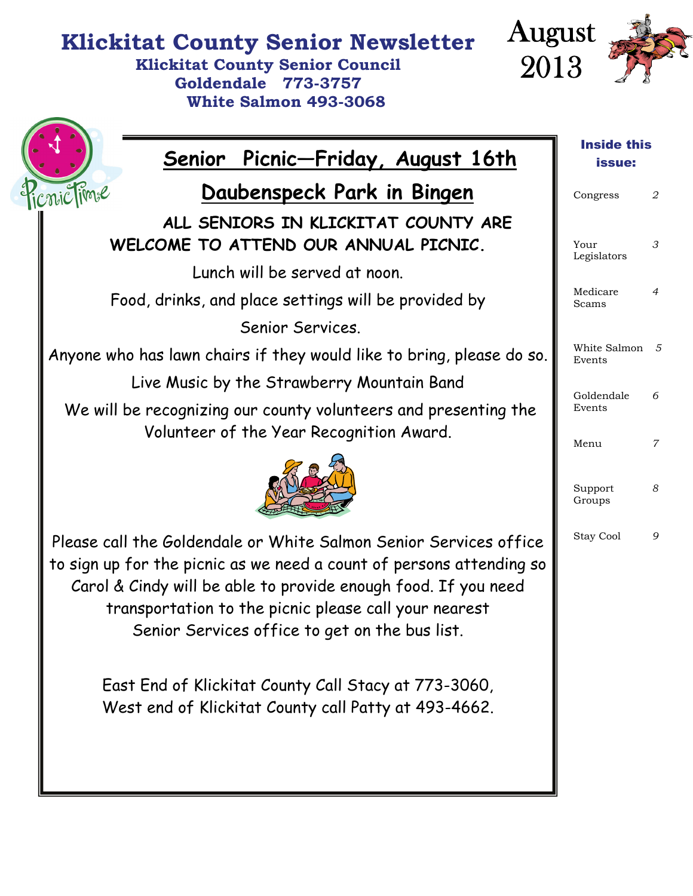# Klickitat County Senior Newsletter

**Klickitat County Senior Council**
**Goldendale 773-3757**
**White Salmon 493-3068**

August 2013

## Senior Picnic—Friday, August 16th

## Daubenspeck Park in Bingen

**ALL SENIORS IN KLICKITAT COUNTY ARE WELCOME TO ATTEND OUR ANNUAL PICNIC.**

Lunch will be served at noon.

Food, drinks, and place settings will be provided by Senior Services.

Anyone who has lawn chairs if they would like to bring, please do so.

Live Music by the Strawberry Mountain Band

We will be recognizing our county volunteers and presenting the Volunteer of the Year Recognition Award.

Please call the Goldendale or White Salmon Senior Services office to sign up for the picnic as we need a count of persons attending so Carol & Cindy will be able to provide enough food. If you need transportation to the picnic please call your nearest Senior Services office to get on the bus list.

East End of Klickitat County Call Stacy at 773-3060,
West end of Klickitat County call Patty at 493-4662.

### Inside this issue:

| | |
|---|---|
| Congress | 2 |
| Your Legislators | 3 |
| Medicare Scams | 4 |
| White Salmon Events | 5 |
| Goldendale Events | 6 |
| Menu | 7 |
| Support Groups | 8 |
| Stay Cool | 9 |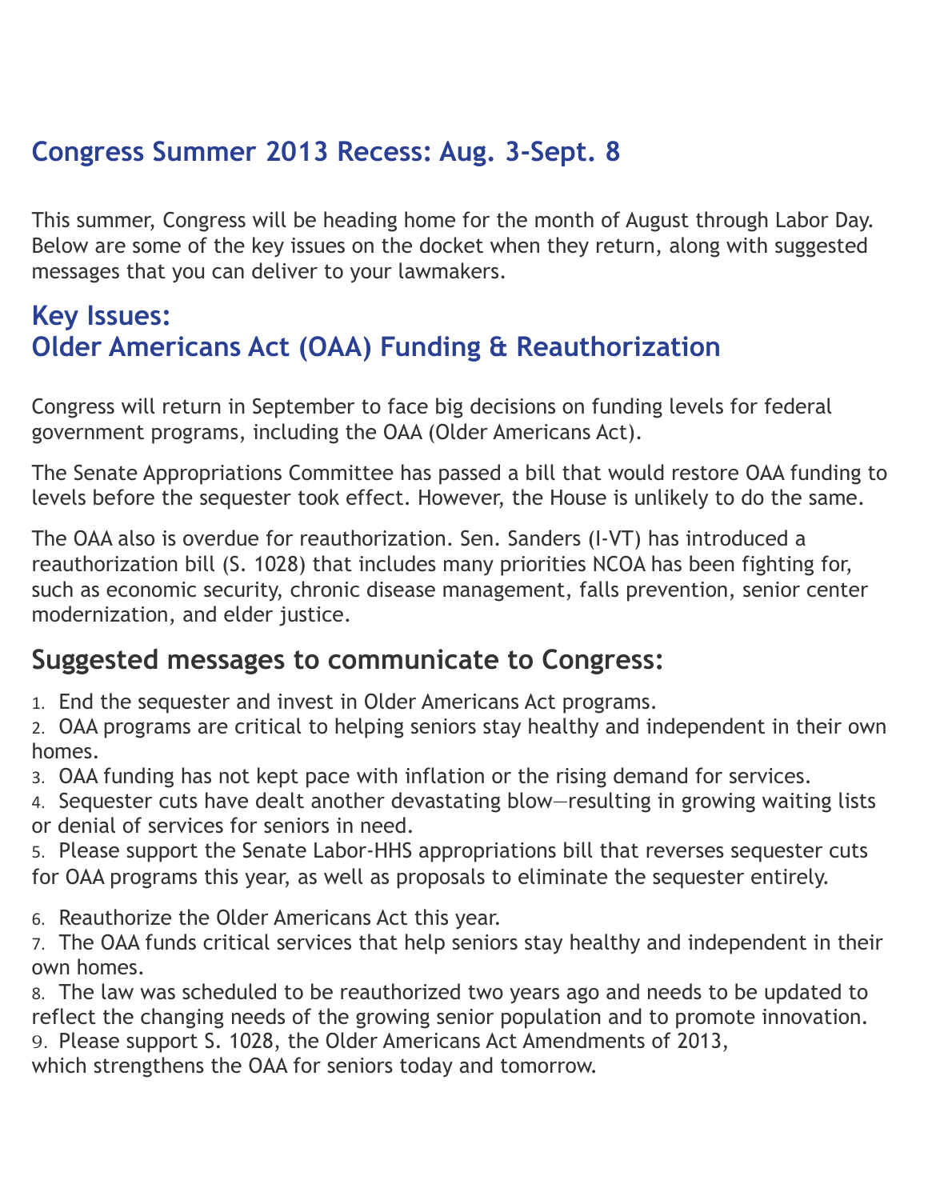## Congress Summer 2013 Recess: Aug. 3-Sept. 8

This summer, Congress will be heading home for the month of August through Labor Day. Below are some of the key issues on the docket when they return, along with suggested messages that you can deliver to your lawmakers.

## Key Issues:
## Older Americans Act (OAA) Funding & Reauthorization

Congress will return in September to face big decisions on funding levels for federal government programs, including the OAA (Older Americans Act).

The Senate Appropriations Committee has passed a bill that would restore OAA funding to levels before the sequester took effect. However, the House is unlikely to do the same.

The OAA also is overdue for reauthorization. Sen. Sanders (I-VT) has introduced a reauthorization bill (S. 1028) that includes many priorities NCOA has been fighting for, such as economic security, chronic disease management, falls prevention, senior center modernization, and elder justice.

## Suggested messages to communicate to Congress:

1. End the sequester and invest in Older Americans Act programs.
2. OAA programs are critical to helping seniors stay healthy and independent in their own homes.
3. OAA funding has not kept pace with inflation or the rising demand for services.
4. Sequester cuts have dealt another devastating blow—resulting in growing waiting lists or denial of services for seniors in need.
5. Please support the Senate Labor-HHS appropriations bill that reverses sequester cuts for OAA programs this year, as well as proposals to eliminate the sequester entirely.

6. Reauthorize the Older Americans Act this year.
7. The OAA funds critical services that help seniors stay healthy and independent in their own homes.
8. The law was scheduled to be reauthorized two years ago and needs to be updated to reflect the changing needs of the growing senior population and to promote innovation.
9. Please support S. 1028, the Older Americans Act Amendments of 2013, which strengthens the OAA for seniors today and tomorrow.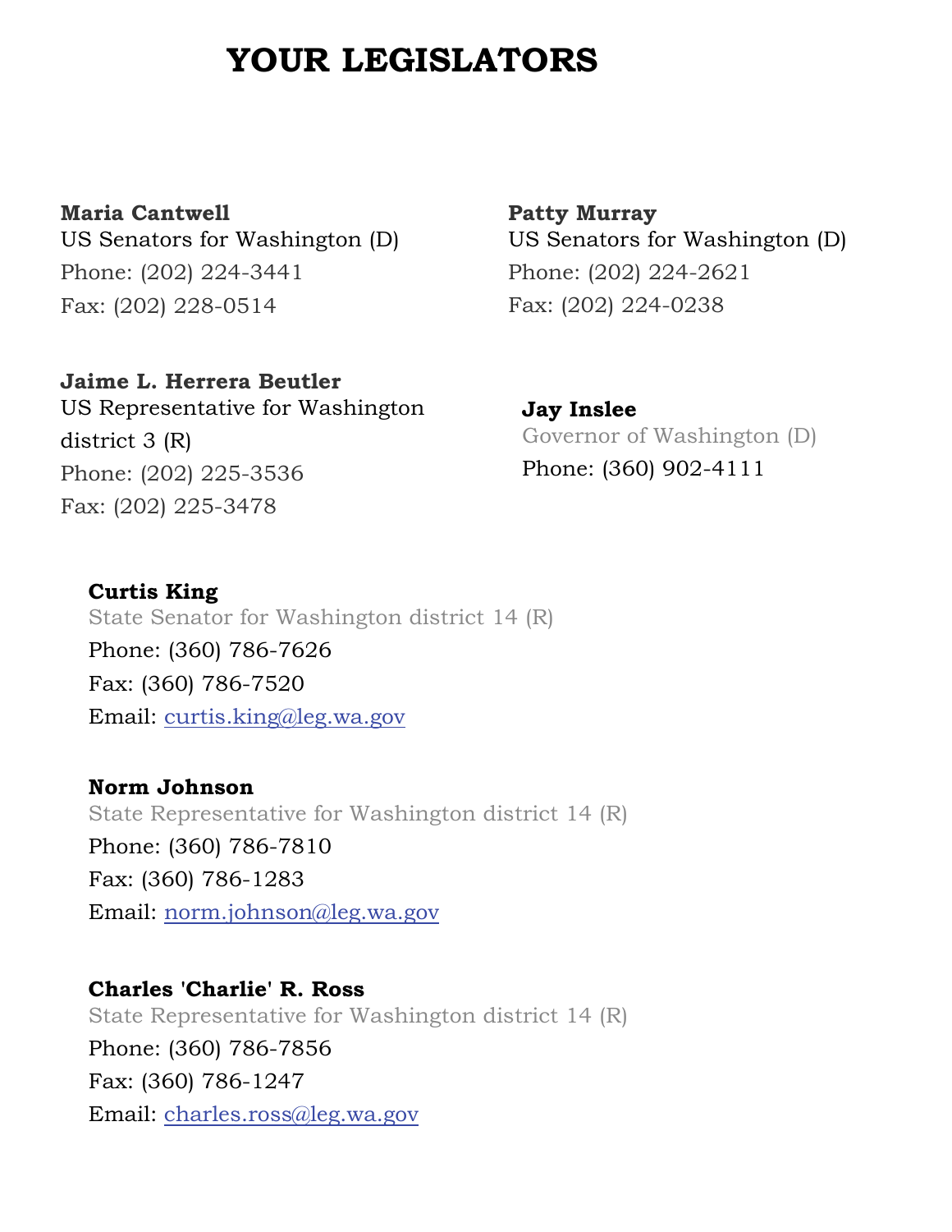# YOUR LEGISLATORS

**Maria Cantwell**
US Senators for Washington (D)
Phone: (202) 224-3441
Fax: (202) 228-0514

**Patty Murray**
US Senators for Washington (D)
Phone: (202) 224-2621
Fax: (202) 224-0238

**Jaime L. Herrera Beutler**
US Representative for Washington district 3 (R)
Phone: (202) 225-3536
Fax: (202) 225-3478

**Jay Inslee**
Governor of Washington (D)
Phone: (360) 902-4111

**Curtis King**
State Senator for Washington district 14 (R)
Phone: (360) 786-7626
Fax: (360) 786-7520
Email: curtis.king@leg.wa.gov

**Norm Johnson**
State Representative for Washington district 14 (R)
Phone: (360) 786-7810
Fax: (360) 786-1283
Email: norm.johnson@leg.wa.gov

**Charles 'Charlie' R. Ross**
State Representative for Washington district 14 (R)
Phone: (360) 786-7856
Fax: (360) 786-1247
Email: charles.ross@leg.wa.gov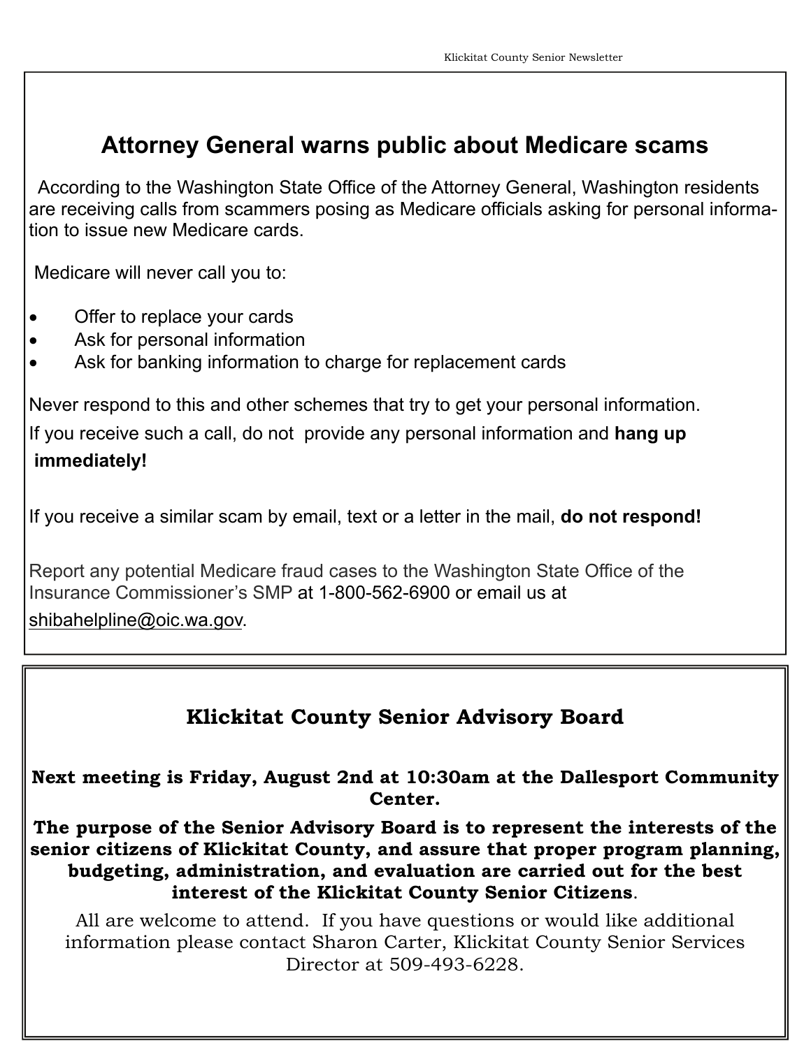## Attorney General warns public about Medicare scams

According to the Washington State Office of the Attorney General, Washington residents are receiving calls from scammers posing as Medicare officials asking for personal information to issue new Medicare cards.

Medicare will never call you to:

- Offer to replace your cards
- Ask for personal information
- Ask for banking information to charge for replacement cards

Never respond to this and other schemes that try to get your personal information.

If you receive such a call, do not provide any personal information and **hang up immediately!**

If you receive a similar scam by email, text or a letter in the mail, **do not respond!**

Report any potential Medicare fraud cases to the Washington State Office of the Insurance Commissioner's SMP at 1-800-562-6900 or email us at shibahelpline@oic.wa.gov.

## Klickitat County Senior Advisory Board

**Next meeting is Friday, August 2nd at 10:30am at the Dallesport Community Center.**

**The purpose of the Senior Advisory Board is to represent the interests of the senior citizens of Klickitat County, and assure that proper program planning, budgeting, administration, and evaluation are carried out for the best interest of the Klickitat County Senior Citizens**.

All are welcome to attend. If you have questions or would like additional information please contact Sharon Carter, Klickitat County Senior Services Director at 509-493-6228.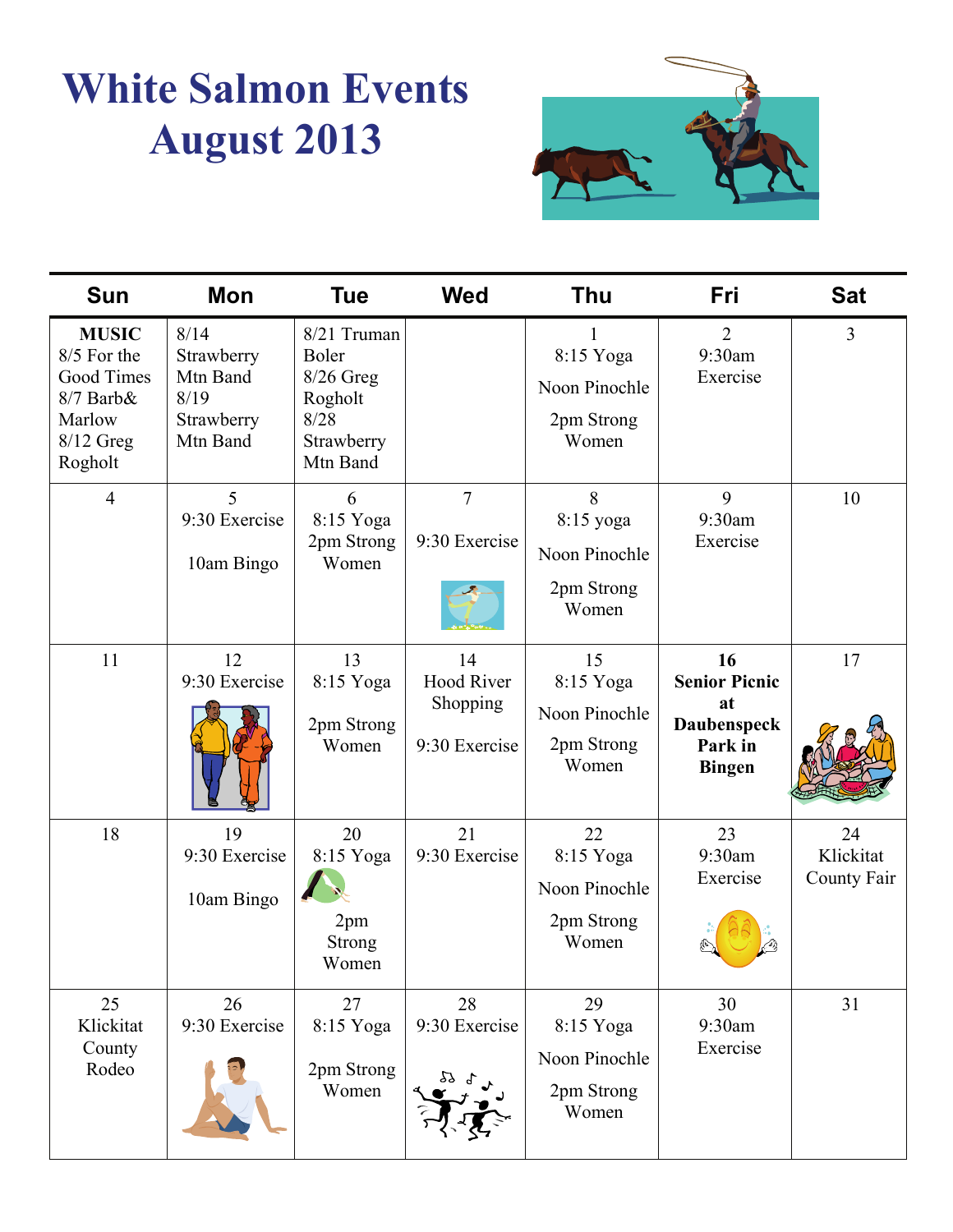# White Salmon Events
# August 2013

| Sun | Mon | Tue | Wed | Thu | Fri | Sat |
|---|---|---|---|---|---|---|
| **MUSIC** 8/5 For the Good Times 8/7 Barb& Marlow 8/12 Greg Rogholt | 8/14 Strawberry Mtn Band 8/19 Strawberry Mtn Band | 8/21 Truman Boler 8/26 Greg Rogholt 8/28 Strawberry Mtn Band | | 1 8:15 Yoga Noon Pinochle 2pm Strong Women | 2 9:30am Exercise | 3 |
| 4 | 5 9:30 Exercise 10am Bingo | 6 8:15 Yoga 2pm Strong Women | 7 9:30 Exercise | 8 8:15 yoga Noon Pinochle 2pm Strong Women | 9 9:30am Exercise | 10 |
| 11 | 12 9:30 Exercise | 13 8:15 Yoga 2pm Strong Women | 14 Hood River Shopping 9:30 Exercise | 15 8:15 Yoga Noon Pinochle 2pm Strong Women | **16 Senior Picnic at Daubenspeck Park in Bingen** | 17 |
| 18 | 19 9:30 Exercise 10am Bingo | 20 8:15 Yoga 2pm Strong Women | 21 9:30 Exercise | 22 8:15 Yoga Noon Pinochle 2pm Strong Women | 23 9:30am Exercise | 24 Klickitat County Fair |
| 25 Klickitat County Rodeo | 26 9:30 Exercise | 27 8:15 Yoga 2pm Strong Women | 28 9:30 Exercise | 29 8:15 Yoga Noon Pinochle 2pm Strong Women | 30 9:30am Exercise | 31 |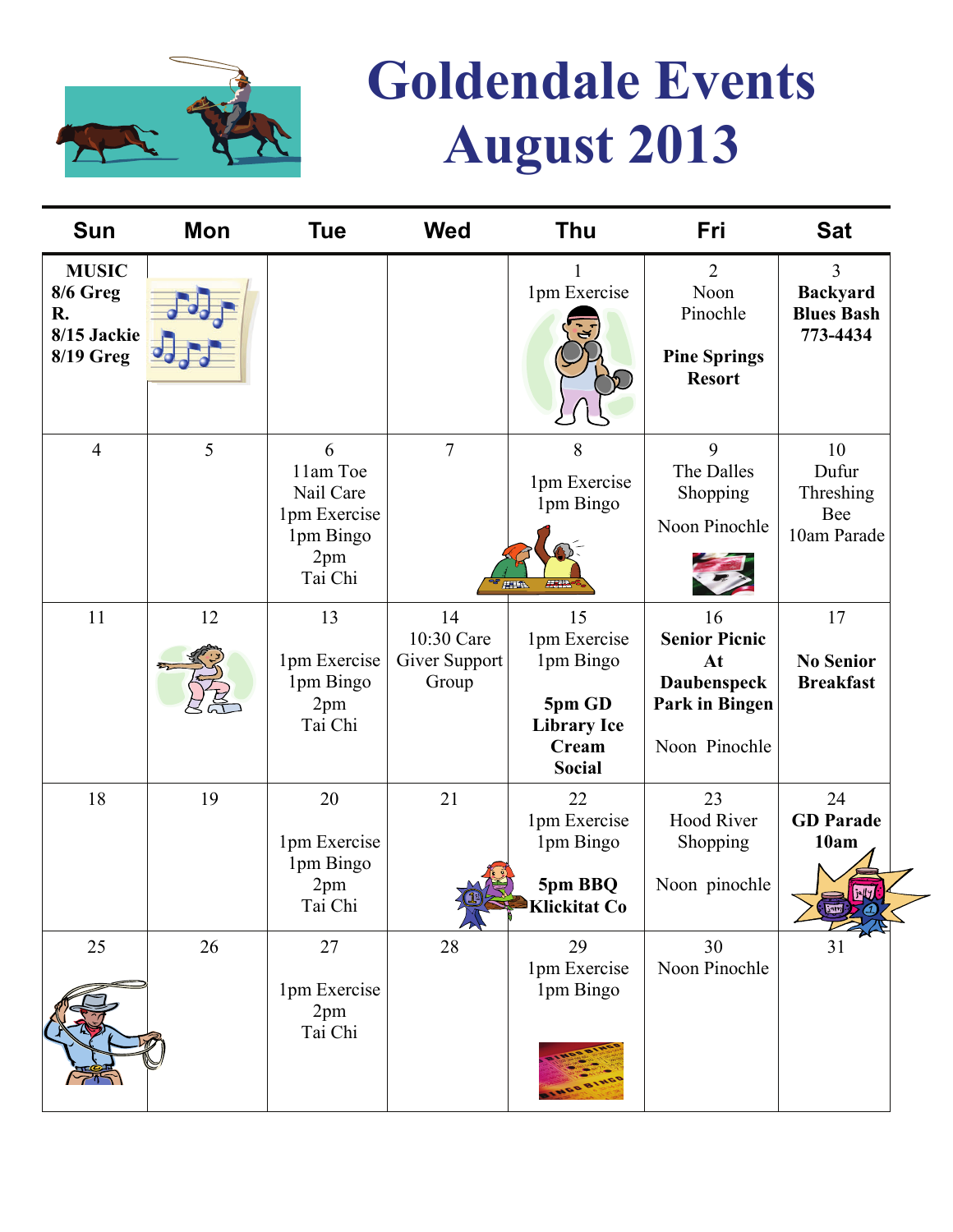# Goldendale Events August 2013

| Sun | Mon | Tue | Wed | Thu | Fri | Sat |
|---|---|---|---|---|---|---|
| **MUSIC 8/6 Greg R. 8/15 Jackie 8/19 Greg** | | | | 1<br>1pm Exercise | 2<br>Noon Pinochle<br><br>**Pine Springs Resort** | 3<br>**Backyard Blues Bash 773-4434** |
| 4 | 5 | 6<br>11am Toe Nail Care<br>1pm Exercise<br>1pm Bingo<br>2pm Tai Chi | 7 | 8<br>1pm Exercise<br>1pm Bingo | 9<br>The Dalles Shopping<br><br>Noon Pinochle | 10<br>Dufur Threshing Bee<br>10am Parade |
| 11 | 12 | 13<br>1pm Exercise<br>1pm Bingo<br>2pm Tai Chi | 14<br>10:30 Care Giver Support Group | 15<br>1pm Exercise<br>1pm Bingo<br><br>**5pm GD Library Ice Cream Social** | 16<br>**Senior Picnic At Daubenspeck Park in Bingen**<br><br>Noon Pinochle | 17<br><br>**No Senior Breakfast** |
| 18 | 19 | 20<br>1pm Exercise<br>1pm Bingo<br>2pm Tai Chi | 21 | 22<br>1pm Exercise<br>1pm Bingo<br><br>**5pm BBQ Klickitat Co** | 23<br>Hood River Shopping<br><br>Noon pinochle | 24<br>**GD Parade 10am** |
| 25 | 26 | 27<br>1pm Exercise<br>2pm Tai Chi | 28 | 29<br>1pm Exercise<br>1pm Bingo | 30<br>Noon Pinochle | 31 |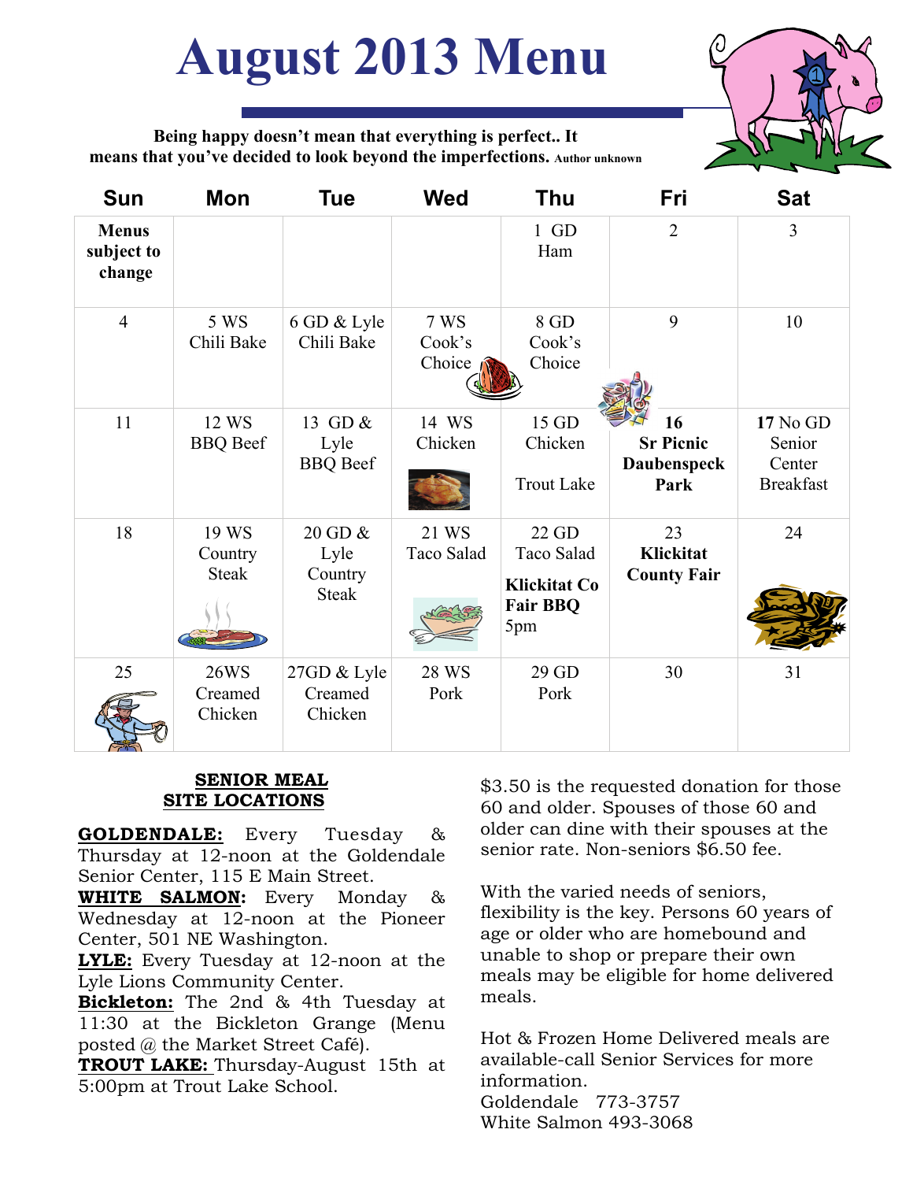# August 2013 Menu

**Being happy doesn't mean that everything is perfect.. It means that you've decided to look beyond the imperfections.** **Author unknown**

| Sun | Mon | Tue | Wed | Thu | Fri | Sat |
|---|---|---|---|---|---|---|
| **Menus subject to change** | | | | 1 GD Ham | 2 | 3 |
| 4 | 5 WS Chili Bake | 6 GD & Lyle Chili Bake | 7 WS Cook's Choice | 8 GD Cook's Choice | 9 | 10 |
| 11 | 12 WS BBQ Beef | 13 GD & Lyle BBQ Beef | 14 WS Chicken | 15 GD Chicken<br>Trout Lake | **16 Sr Picnic Daubenspeck Park** | **17** No GD Senior Center Breakfast |
| 18 | 19 WS Country Steak | 20 GD & Lyle Country Steak | 21 WS Taco Salad | 22 GD Taco Salad<br>**Klickitat Co Fair BBQ** 5pm | 23 **Klickitat County Fair** | 24 |
| 25 | 26WS Creamed Chicken | 27GD & Lyle Creamed Chicken | 28 WS Pork | 29 GD Pork | 30 | 31 |

**SENIOR MEAL SITE LOCATIONS**

**GOLDENDALE:** Every Tuesday & Thursday at 12-noon at the Goldendale Senior Center, 115 E Main Street.

**WHITE SALMON:** Every Monday & Wednesday at 12-noon at the Pioneer Center, 501 NE Washington.

**LYLE:** Every Tuesday at 12-noon at the Lyle Lions Community Center.

**Bickleton:** The 2nd & 4th Tuesday at 11:30 at the Bickleton Grange (Menu posted @ the Market Street Café).

**TROUT LAKE:** Thursday-August 15th at 5:00pm at Trout Lake School.

$3.50 is the requested donation for those 60 and older. Spouses of those 60 and older can dine with their spouses at the senior rate. Non-seniors $6.50 fee.

With the varied needs of seniors, flexibility is the key. Persons 60 years of age or older who are homebound and unable to shop or prepare their own meals may be eligible for home delivered meals.

Hot & Frozen Home Delivered meals are available-call Senior Services for more information.
Goldendale 773-3757
White Salmon 493-3068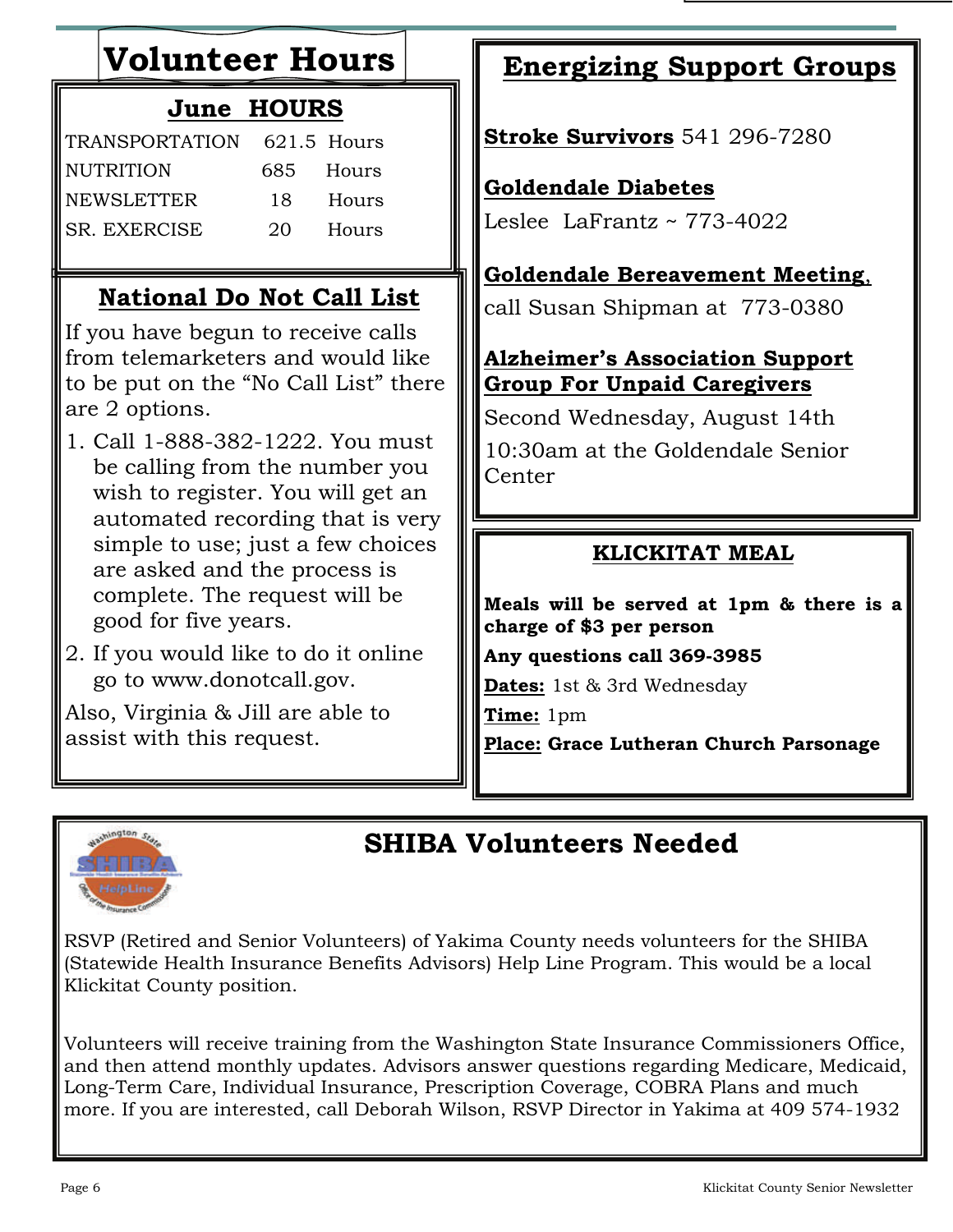# Volunteer Hours

## June HOURS

| | | |
|---|---|---|
| TRANSPORTATION | 621.5 | Hours |
| NUTRITION | 685 | Hours |
| NEWSLETTER | 18 | Hours |
| SR. EXERCISE | 20 | Hours |

## National Do Not Call List

If you have begun to receive calls from telemarketers and would like to be put on the "No Call List" there are 2 options.

1. Call 1-888-382-1222. You must be calling from the number you wish to register. You will get an automated recording that is very simple to use; just a few choices are asked and the process is complete. The request will be good for five years.
2. If you would like to do it online go to www.donotcall.gov.

Also, Virginia & Jill are able to assist with this request.

# Energizing Support Groups

**Stroke Survivors** 541 296-7280

**Goldendale Diabetes**

Leslee LaFrantz ~ 773-4022

**Goldendale Bereavement Meeting**, call Susan Shipman at 773-0380

**Alzheimer's Association Support Group For Unpaid Caregivers**

Second Wednesday, August 14th

10:30am at the Goldendale Senior Center

## KLICKITAT MEAL

**Meals will be served at 1pm & there is a charge of $3 per person**

**Any questions call 369-3985**

**Dates:** 1st & 3rd Wednesday

**Time:** 1pm

**Place: Grace Lutheran Church Parsonage**

# SHIBA Volunteers Needed

RSVP (Retired and Senior Volunteers) of Yakima County needs volunteers for the SHIBA (Statewide Health Insurance Benefits Advisors) Help Line Program. This would be a local Klickitat County position.

Volunteers will receive training from the Washington State Insurance Commissioners Office, and then attend monthly updates. Advisors answer questions regarding Medicare, Medicaid, Long-Term Care, Individual Insurance, Prescription Coverage, COBRA Plans and much more. If you are interested, call Deborah Wilson, RSVP Director in Yakima at 409 574-1932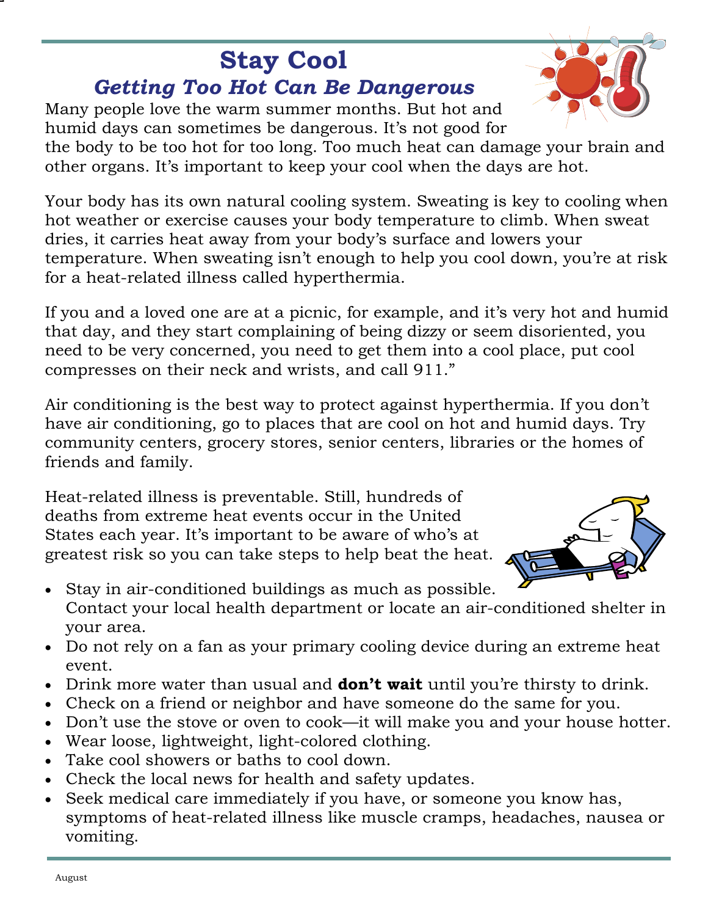# Stay Cool

## *Getting Too Hot Can Be Dangerous*

Many people love the warm summer months. But hot and humid days can sometimes be dangerous. It's not good for the body to be too hot for too long. Too much heat can damage your brain and other organs. It's important to keep your cool when the days are hot.

Your body has its own natural cooling system. Sweating is key to cooling when hot weather or exercise causes your body temperature to climb. When sweat dries, it carries heat away from your body's surface and lowers your temperature. When sweating isn't enough to help you cool down, you're at risk for a heat-related illness called hyperthermia.

If you and a loved one are at a picnic, for example, and it's very hot and humid that day, and they start complaining of being dizzy or seem disoriented, you need to be very concerned, you need to get them into a cool place, put cool compresses on their neck and wrists, and call 911."

Air conditioning is the best way to protect against hyperthermia. If you don't have air conditioning, go to places that are cool on hot and humid days. Try community centers, grocery stores, senior centers, libraries or the homes of friends and family.

Heat-related illness is preventable. Still, hundreds of deaths from extreme heat events occur in the United States each year. It's important to be aware of who's at greatest risk so you can take steps to help beat the heat.

- Stay in air-conditioned buildings as much as possible. Contact your local health department or locate an air-conditioned shelter in your area.
- Do not rely on a fan as your primary cooling device during an extreme heat event.
- Drink more water than usual and **don't wait** until you're thirsty to drink.
- Check on a friend or neighbor and have someone do the same for you.
- Don't use the stove or oven to cook—it will make you and your house hotter.
- Wear loose, lightweight, light-colored clothing.
- Take cool showers or baths to cool down.
- Check the local news for health and safety updates.
- Seek medical care immediately if you have, or someone you know has, symptoms of heat-related illness like muscle cramps, headaches, nausea or vomiting.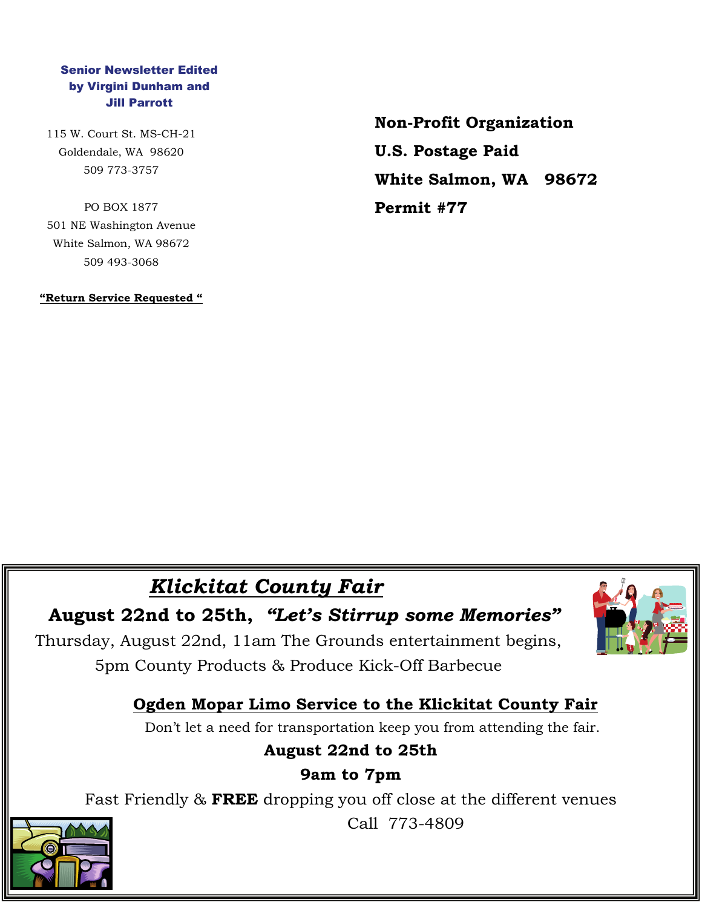**Senior Newsletter Edited by Virgini Dunham and Jill Parrott**

115 W. Court St. MS-CH-21
Goldendale, WA 98620
509 773-3757

PO BOX 1877
501 NE Washington Avenue
White Salmon, WA 98672
509 493-3068

**"Return Service Requested "**

**Non-Profit Organization**
**U.S. Postage Paid**
**White Salmon, WA 98672**
**Permit #77**

## ***Klickitat County Fair***

**August 22nd to 25th, *"Let's Stirrup some Memories"***

Thursday, August 22nd, 11am The Grounds entertainment begins,
5pm County Products & Produce Kick-Off Barbecue

**Ogden Mopar Limo Service to the Klickitat County Fair**

Don't let a need for transportation keep you from attending the fair.

**August 22nd to 25th**

**9am to 7pm**

Fast Friendly & **FREE** dropping you off close at the different venues

Call 773-4809